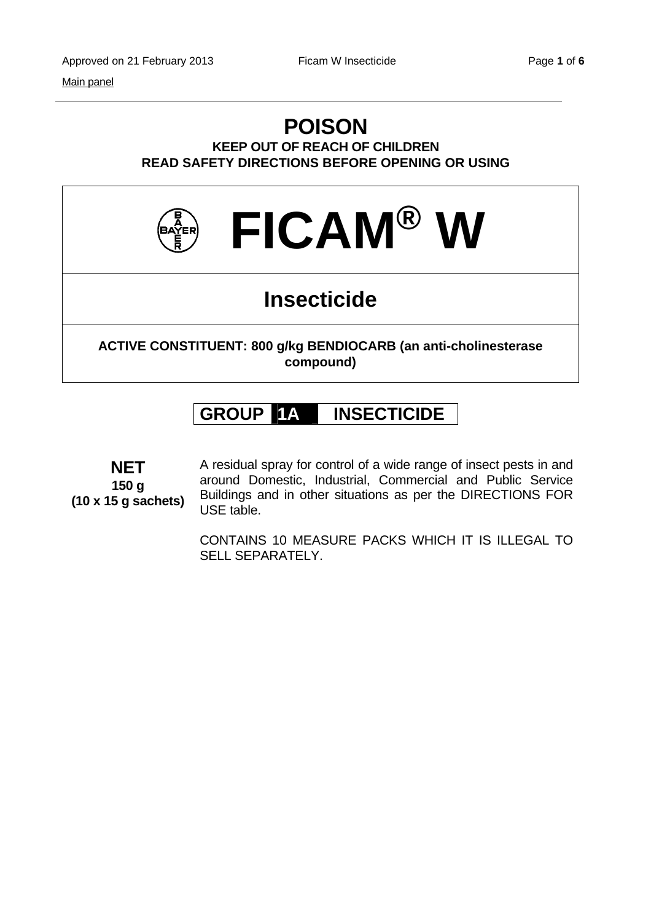Main panel

# POISON

**KEEP OUT OF REACH OF CHILDREN**
**READ SAFETY DIRECTIONS BEFORE OPENING OR USING**

# FICAM® W

## Insecticide

**ACTIVE CONSTITUENT: 800 g/kg BENDIOCARB (an anti-cholinesterase compound)**

**GROUP 1A INSECTICIDE**

**NET**
**150 g**
**(10 x 15 g sachets)**

A residual spray for control of a wide range of insect pests in and around Domestic, Industrial, Commercial and Public Service Buildings and in other situations as per the DIRECTIONS FOR USE table.

CONTAINS 10 MEASURE PACKS WHICH IT IS ILLEGAL TO SELL SEPARATELY.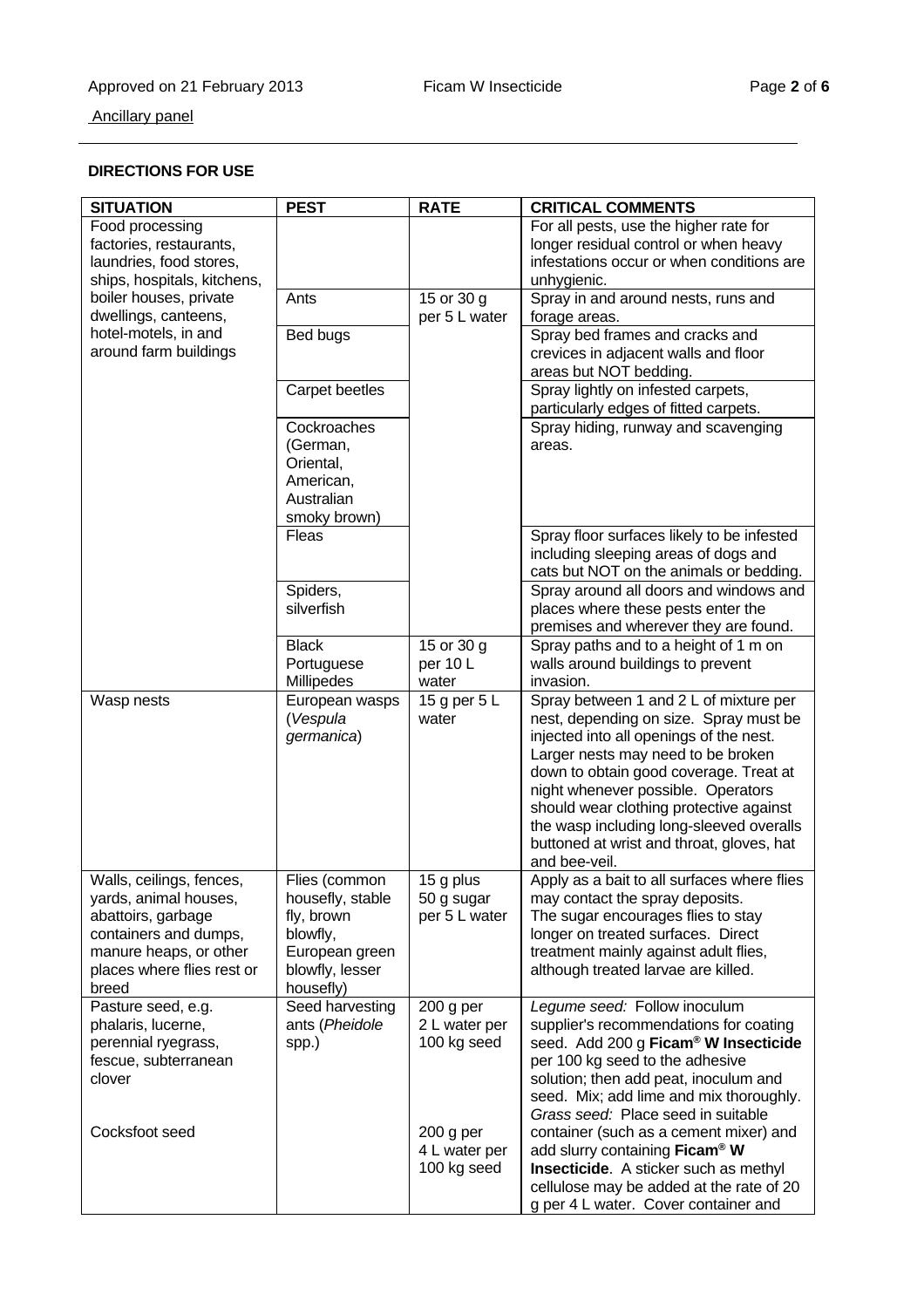Ancillary panel

**DIRECTIONS FOR USE**

| SITUATION | PEST | RATE | CRITICAL COMMENTS |
|---|---|---|---|
| Food processing factories, restaurants, laundries, food stores, ships, hospitals, kitchens, boiler houses, private dwellings, canteens, hotel-motels, in and around farm buildings | | | For all pests, use the higher rate for longer residual control or when heavy infestations occur or when conditions are unhygienic. |
| | Ants | 15 or 30 g per 5 L water | Spray in and around nests, runs and forage areas. |
| | Bed bugs | | Spray bed frames and cracks and crevices in adjacent walls and floor areas but NOT bedding. |
| | Carpet beetles | | Spray lightly on infested carpets, particularly edges of fitted carpets. |
| | Cockroaches (German, Oriental, American, Australian smoky brown) | | Spray hiding, runway and scavenging areas. |
| | Fleas | | Spray floor surfaces likely to be infested including sleeping areas of dogs and cats but NOT on the animals or bedding. |
| | Spiders, silverfish | | Spray around all doors and windows and places where these pests enter the premises and wherever they are found. |
| | Black Portuguese Millipedes | 15 or 30 g per 10 L water | Spray paths and to a height of 1 m on walls around buildings to prevent invasion. |
| Wasp nests | European wasps (*Vespula germanica*) | 15 g per 5 L water | Spray between 1 and 2 L of mixture per nest, depending on size. Spray must be injected into all openings of the nest. Larger nests may need to be broken down to obtain good coverage. Treat at night whenever possible. Operators should wear clothing protective against the wasp including long-sleeved overalls buttoned at wrist and throat, gloves, hat and bee-veil. |
| Walls, ceilings, fences, yards, animal houses, abattoirs, garbage containers and dumps, manure heaps, or other places where flies rest or breed | Flies (common housefly, stable fly, brown blowfly, European green blowfly, lesser housefly) | 15 g plus 50 g sugar per 5 L water | Apply as a bait to all surfaces where flies may contact the spray deposits. The sugar encourages flies to stay longer on treated surfaces. Direct treatment mainly against adult flies, although treated larvae are killed. |
| Pasture seed, e.g. phalaris, lucerne, perennial ryegrass, fescue, subterranean clover | Seed harvesting ants (*Pheidole* spp.) | 200 g per 2 L water per 100 kg seed | *Legume seed:* Follow inoculum supplier's recommendations for coating seed. Add 200 g **Ficam® W Insecticide** per 100 kg seed to the adhesive solution; then add peat, inoculum and seed. Mix; add lime and mix thoroughly. |
| Cocksfoot seed | | 200 g per 4 L water per 100 kg seed | *Grass seed:* Place seed in suitable container (such as a cement mixer) and add slurry containing **Ficam® W Insecticide**. A sticker such as methyl cellulose may be added at the rate of 20 g per 4 L water. Cover container and |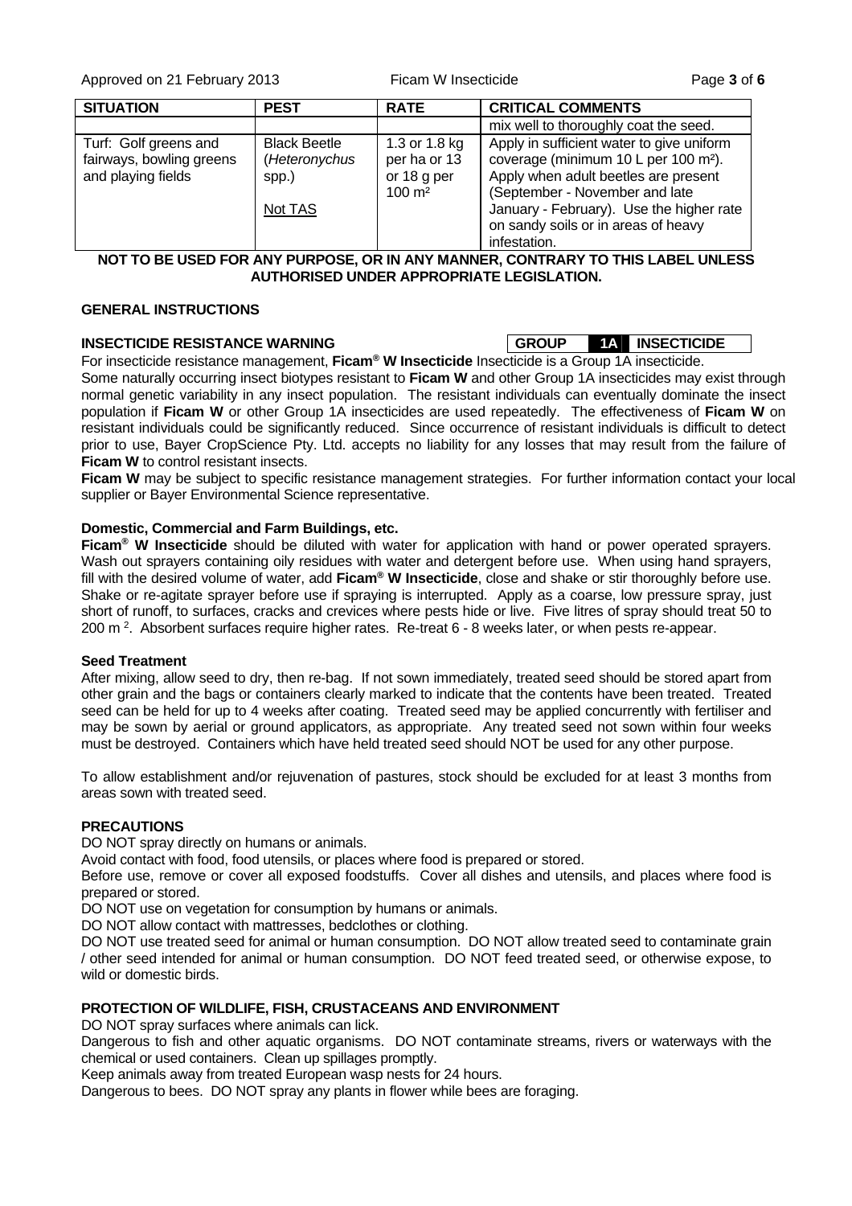| SITUATION | PEST | RATE | CRITICAL COMMENTS |
|---|---|---|---|
| | | | mix well to thoroughly coat the seed. |
| Turf: Golf greens and fairways, bowling greens and playing fields | Black Beetle (*Heteronychus* spp.)<br><br>Not TAS | 1.3 or 1.8 kg per ha or 13 or 18 g per 100 m² | Apply in sufficient water to give uniform coverage (minimum 10 L per 100 m²). Apply when adult beetles are present (September - November and late January - February). Use the higher rate on sandy soils or in areas of heavy infestation. |

**NOT TO BE USED FOR ANY PURPOSE, OR IN ANY MANNER, CONTRARY TO THIS LABEL UNLESS AUTHORISED UNDER APPROPRIATE LEGISLATION.**

## GENERAL INSTRUCTIONS

### INSECTICIDE RESISTANCE WARNING

| GROUP | 1A | INSECTICIDE |
|---|---|---|

For insecticide resistance management, **Ficam® W Insecticide** Insecticide is a Group 1A insecticide.
Some naturally occurring insect biotypes resistant to **Ficam W** and other Group 1A insecticides may exist through normal genetic variability in any insect population. The resistant individuals can eventually dominate the insect population if **Ficam W** or other Group 1A insecticides are used repeatedly. The effectiveness of **Ficam W** on resistant individuals could be significantly reduced. Since occurrence of resistant individuals is difficult to detect prior to use, Bayer CropScience Pty. Ltd. accepts no liability for any losses that may result from the failure of **Ficam W** to control resistant insects.
**Ficam W** may be subject to specific resistance management strategies. For further information contact your local supplier or Bayer Environmental Science representative.

### Domestic, Commercial and Farm Buildings, etc.

**Ficam® W Insecticide** should be diluted with water for application with hand or power operated sprayers. Wash out sprayers containing oily residues with water and detergent before use. When using hand sprayers, fill with the desired volume of water, add **Ficam® W Insecticide**, close and shake or stir thoroughly before use. Shake or re-agitate sprayer before use if spraying is interrupted. Apply as a coarse, low pressure spray, just short of runoff, to surfaces, cracks and crevices where pests hide or live. Five litres of spray should treat 50 to 200 m². Absorbent surfaces require higher rates. Re-treat 6 - 8 weeks later, or when pests re-appear.

### Seed Treatment

After mixing, allow seed to dry, then re-bag. If not sown immediately, treated seed should be stored apart from other grain and the bags or containers clearly marked to indicate that the contents have been treated. Treated seed can be held for up to 4 weeks after coating. Treated seed may be applied concurrently with fertiliser and may be sown by aerial or ground applicators, as appropriate. Any treated seed not sown within four weeks must be destroyed. Containers which have held treated seed should NOT be used for any other purpose.

To allow establishment and/or rejuvenation of pastures, stock should be excluded for at least 3 months from areas sown with treated seed.

## PRECAUTIONS

DO NOT spray directly on humans or animals.
Avoid contact with food, food utensils, or places where food is prepared or stored.
Before use, remove or cover all exposed foodstuffs. Cover all dishes and utensils, and places where food is prepared or stored.
DO NOT use on vegetation for consumption by humans or animals.
DO NOT allow contact with mattresses, bedclothes or clothing.
DO NOT use treated seed for animal or human consumption. DO NOT allow treated seed to contaminate grain / other seed intended for animal or human consumption. DO NOT feed treated seed, or otherwise expose, to wild or domestic birds.

## PROTECTION OF WILDLIFE, FISH, CRUSTACEANS AND ENVIRONMENT

DO NOT spray surfaces where animals can lick.
Dangerous to fish and other aquatic organisms. DO NOT contaminate streams, rivers or waterways with the chemical or used containers. Clean up spillages promptly.
Keep animals away from treated European wasp nests for 24 hours.
Dangerous to bees. DO NOT spray any plants in flower while bees are foraging.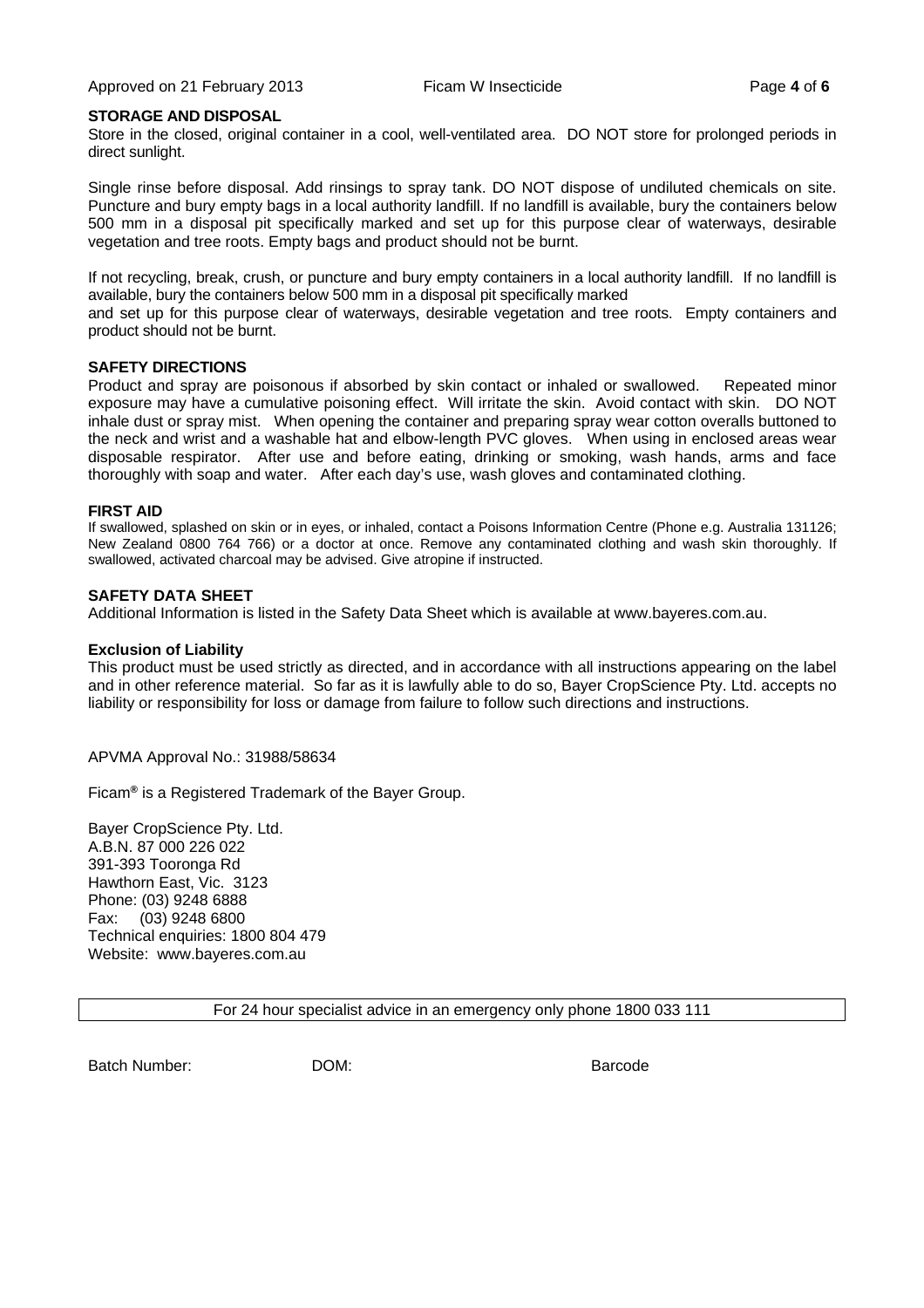**STORAGE AND DISPOSAL**

Store in the closed, original container in a cool, well-ventilated area. DO NOT store for prolonged periods in direct sunlight.

Single rinse before disposal. Add rinsings to spray tank. DO NOT dispose of undiluted chemicals on site. Puncture and bury empty bags in a local authority landfill. If no landfill is available, bury the containers below 500 mm in a disposal pit specifically marked and set up for this purpose clear of waterways, desirable vegetation and tree roots. Empty bags and product should not be burnt.

If not recycling, break, crush, or puncture and bury empty containers in a local authority landfill. If no landfill is available, bury the containers below 500 mm in a disposal pit specifically marked and set up for this purpose clear of waterways, desirable vegetation and tree roots. Empty containers and product should not be burnt.

**SAFETY DIRECTIONS**

Product and spray are poisonous if absorbed by skin contact or inhaled or swallowed. Repeated minor exposure may have a cumulative poisoning effect. Will irritate the skin. Avoid contact with skin. DO NOT inhale dust or spray mist. When opening the container and preparing spray wear cotton overalls buttoned to the neck and wrist and a washable hat and elbow-length PVC gloves. When using in enclosed areas wear disposable respirator. After use and before eating, drinking or smoking, wash hands, arms and face thoroughly with soap and water. After each day's use, wash gloves and contaminated clothing.

**FIRST AID**

If swallowed, splashed on skin or in eyes, or inhaled, contact a Poisons Information Centre (Phone e.g. Australia 131126; New Zealand 0800 764 766) or a doctor at once. Remove any contaminated clothing and wash skin thoroughly. If swallowed, activated charcoal may be advised. Give atropine if instructed.

**SAFETY DATA SHEET**

Additional Information is listed in the Safety Data Sheet which is available at www.bayeres.com.au.

**Exclusion of Liability**

This product must be used strictly as directed, and in accordance with all instructions appearing on the label and in other reference material. So far as it is lawfully able to do so, Bayer CropScience Pty. Ltd. accepts no liability or responsibility for loss or damage from failure to follow such directions and instructions.

APVMA Approval No.: 31988/58634

Ficam® is a Registered Trademark of the Bayer Group.

Bayer CropScience Pty. Ltd.
A.B.N. 87 000 226 022
391-393 Tooronga Rd
Hawthorn East, Vic. 3123
Phone: (03) 9248 6888
Fax: (03) 9248 6800
Technical enquiries: 1800 804 479
Website: www.bayeres.com.au

For 24 hour specialist advice in an emergency only phone 1800 033 111

Batch Number: DOM: Barcode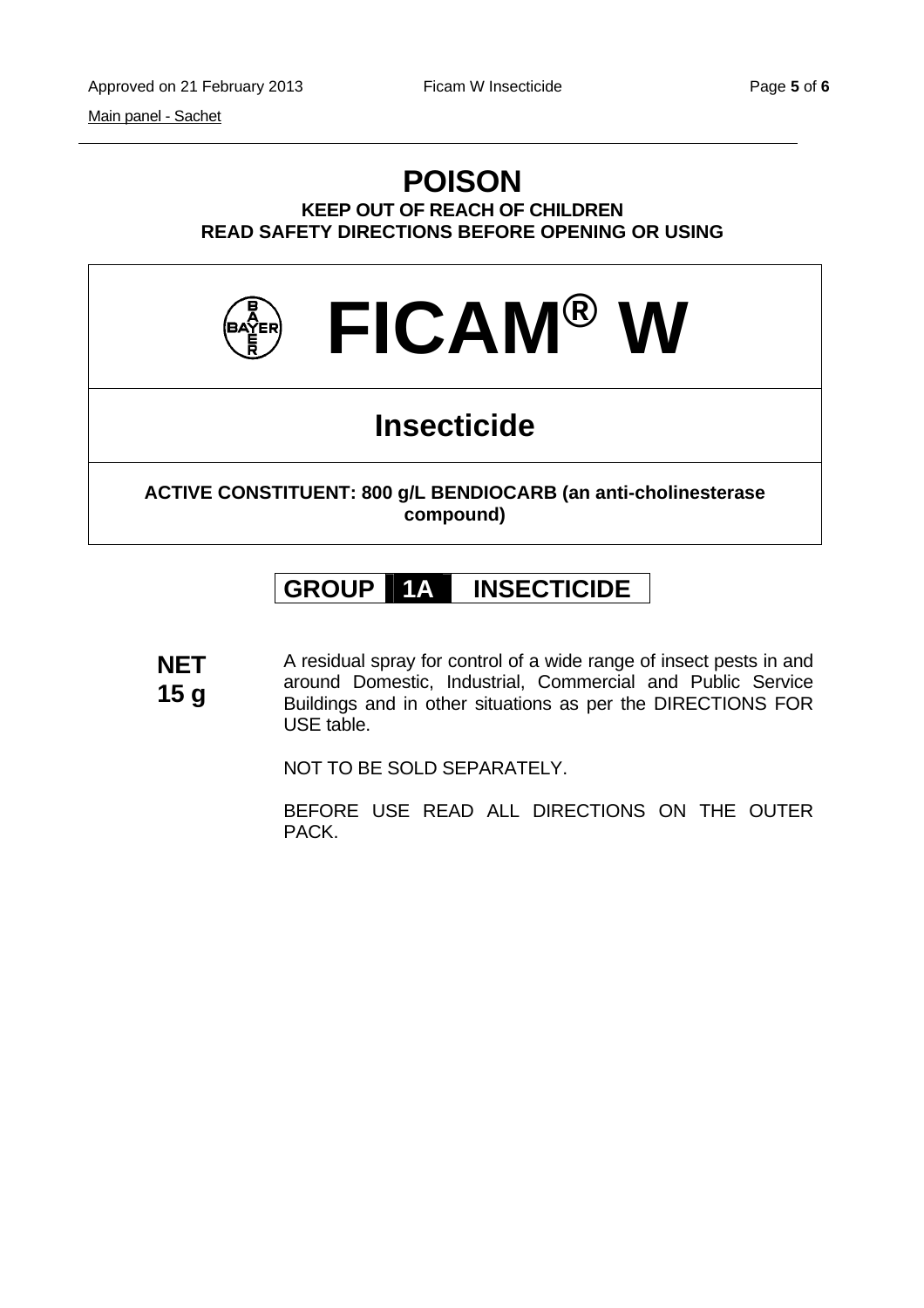Main panel - Sachet

# POISON

**KEEP OUT OF REACH OF CHILDREN**
**READ SAFETY DIRECTIONS BEFORE OPENING OR USING**

# FICAM® W

## Insecticide

**ACTIVE CONSTITUENT: 800 g/L BENDIOCARB (an anti-cholinesterase compound)**

**GROUP 1A INSECTICIDE**

**NET 15 g**

A residual spray for control of a wide range of insect pests in and around Domestic, Industrial, Commercial and Public Service Buildings and in other situations as per the DIRECTIONS FOR USE table.

NOT TO BE SOLD SEPARATELY.

BEFORE USE READ ALL DIRECTIONS ON THE OUTER PACK.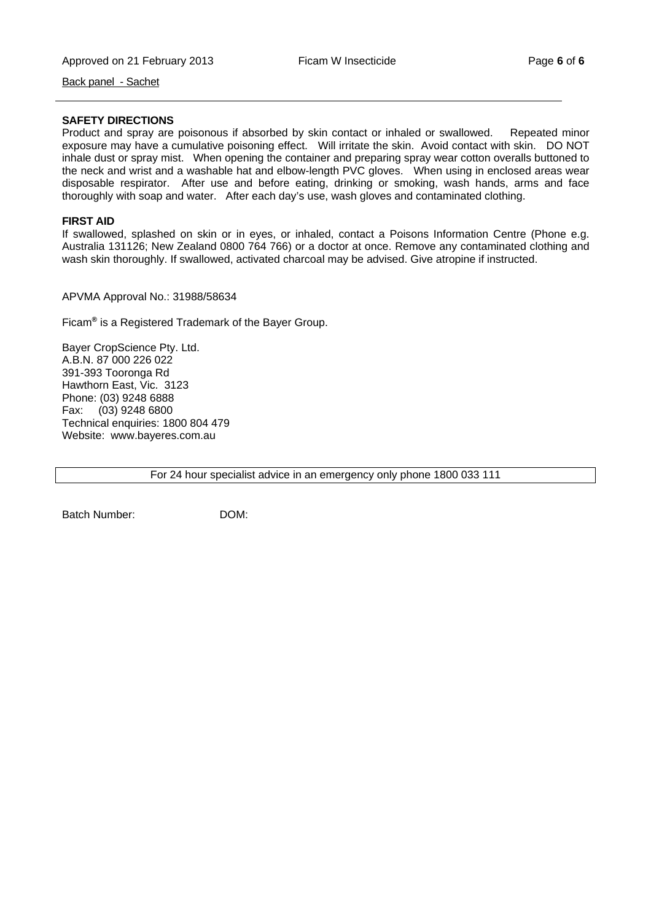Back panel - Sachet

**SAFETY DIRECTIONS**

Product and spray are poisonous if absorbed by skin contact or inhaled or swallowed. Repeated minor exposure may have a cumulative poisoning effect. Will irritate the skin. Avoid contact with skin. DO NOT inhale dust or spray mist. When opening the container and preparing spray wear cotton overalls buttoned to the neck and wrist and a washable hat and elbow-length PVC gloves. When using in enclosed areas wear disposable respirator. After use and before eating, drinking or smoking, wash hands, arms and face thoroughly with soap and water. After each day's use, wash gloves and contaminated clothing.

**FIRST AID**

If swallowed, splashed on skin or in eyes, or inhaled, contact a Poisons Information Centre (Phone e.g. Australia 131126; New Zealand 0800 764 766) or a doctor at once. Remove any contaminated clothing and wash skin thoroughly. If swallowed, activated charcoal may be advised. Give atropine if instructed.

APVMA Approval No.: 31988/58634

Ficam® is a Registered Trademark of the Bayer Group.

Bayer CropScience Pty. Ltd.
A.B.N. 87 000 226 022
391-393 Tooronga Rd
Hawthorn East, Vic. 3123
Phone: (03) 9248 6888
Fax: (03) 9248 6800
Technical enquiries: 1800 804 479
Website: www.bayeres.com.au

For 24 hour specialist advice in an emergency only phone 1800 033 111

Batch Number: DOM: